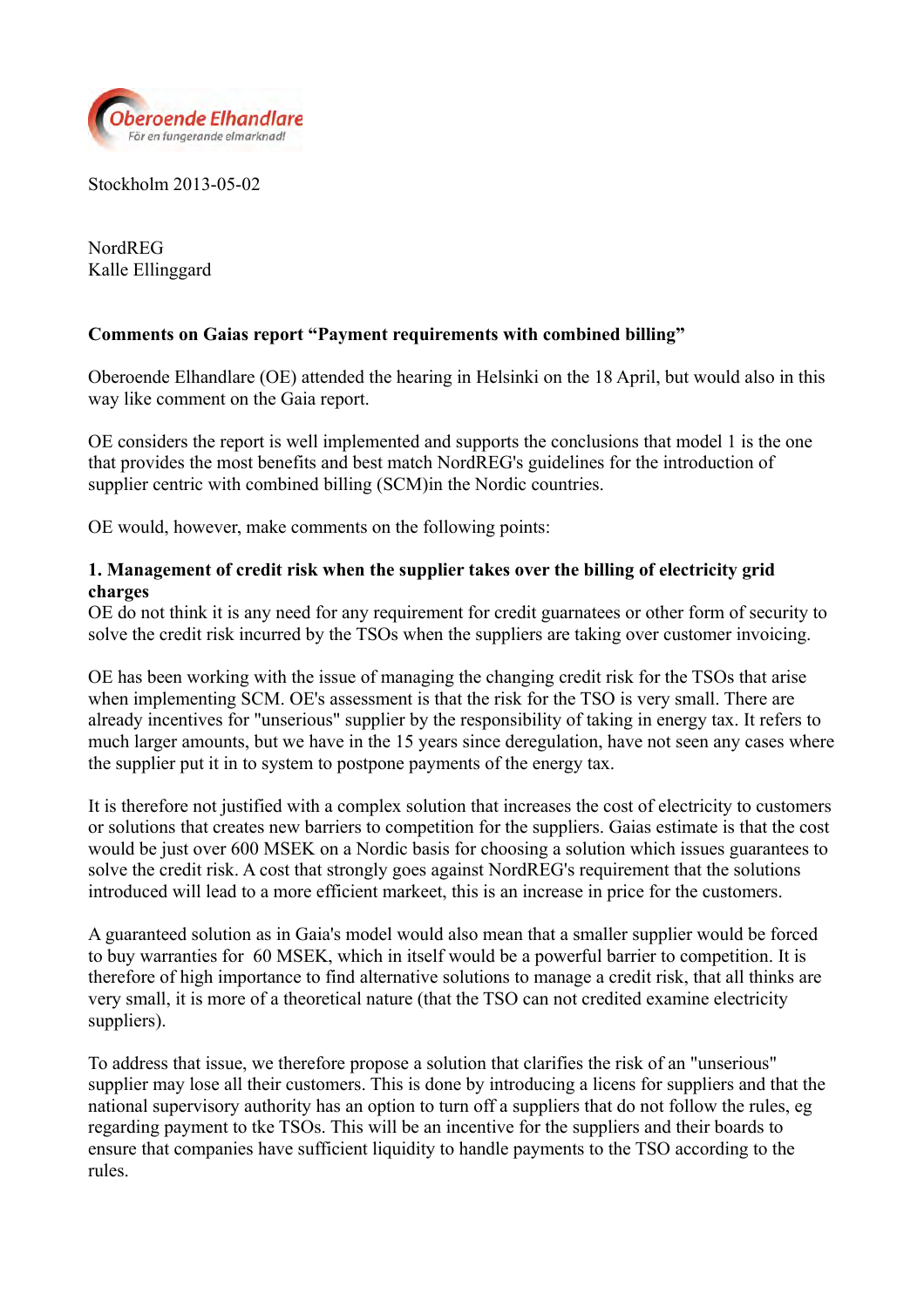Oberoende Elhandlare
För en fungerande elmarknad!

Stockholm 2013-05-02

NordREG
Kalle Ellinggard

**Comments on Gaias report "Payment requirements with combined billing"**

Oberoende Elhandlare (OE) attended the hearing in Helsinki on the 18 April, but would also in this way like comment on the Gaia report.

OE considers the report is well implemented and supports the conclusions that model 1 is the one that provides the most benefits and best match NordREG's guidelines for the introduction of supplier centric with combined billing (SCM)in the Nordic countries.

OE would, however, make comments on the following points:

**1. Management of credit risk when the supplier takes over the billing of electricity grid charges**

OE do not think it is any need for any requirement for credit guarnatees or other form of security to solve the credit risk incurred by the TSOs when the suppliers are taking over customer invoicing.

OE has been working with the issue of managing the changing credit risk for the TSOs that arise when implementing SCM. OE's assessment is that the risk for the TSO is very small. There are already incentives for "unserious" supplier by the responsibility of taking in energy tax. It refers to much larger amounts, but we have in the 15 years since deregulation, have not seen any cases where the supplier put it in to system to postpone payments of the energy tax.

It is therefore not justified with a complex solution that increases the cost of electricity to customers or solutions that creates new barriers to competition for the suppliers. Gaias estimate is that the cost would be just over 600 MSEK on a Nordic basis for choosing a solution which issues guarantees to solve the credit risk. A cost that strongly goes against NordREG's requirement that the solutions introduced will lead to a more efficient markeet, this is an increase in price for the customers.

A guaranteed solution as in Gaia's model would also mean that a smaller supplier would be forced to buy warranties for 60 MSEK, which in itself would be a powerful barrier to competition. It is therefore of high importance to find alternative solutions to manage a credit risk, that all thinks are very small, it is more of a theoretical nature (that the TSO can not credited examine electricity suppliers).

To address that issue, we therefore propose a solution that clarifies the risk of an "unserious" supplier may lose all their customers. This is done by introducing a licens for suppliers and that the national supervisory authority has an option to turn off a suppliers that do not follow the rules, eg regarding payment to tke TSOs. This will be an incentive for the suppliers and their boards to ensure that companies have sufficient liquidity to handle payments to the TSO according to the rules.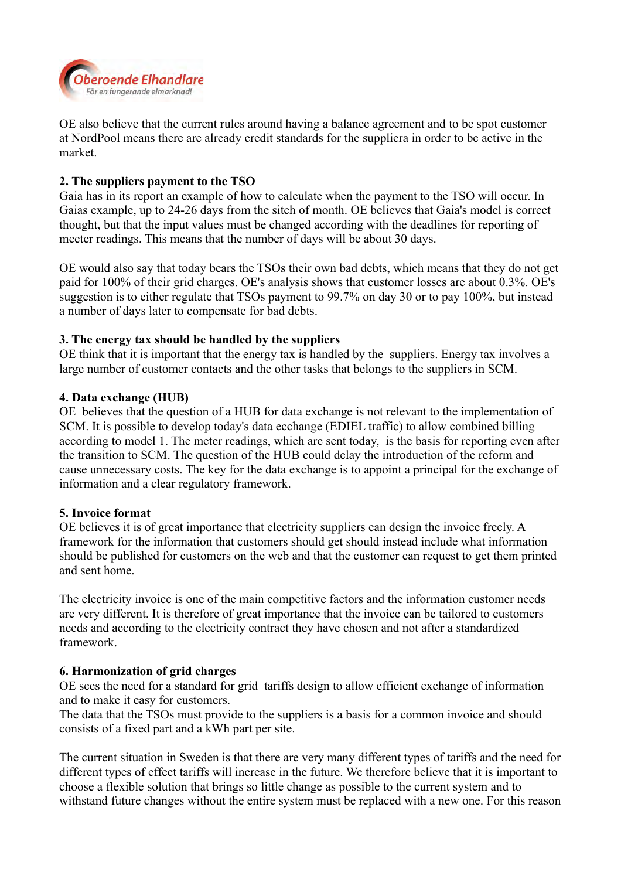OE also believe that the current rules around having a balance agreement and to be spot customer at NordPool means there are already credit standards for the suppliera in order to be active in the market.

**2. The suppliers payment to the TSO**

Gaia has in its report an example of how to calculate when the payment to the TSO will occur. In Gaias example, up to 24-26 days from the sitch of month. OE believes that Gaia's model is correct thought, but that the input values must be changed according with the deadlines for reporting of meeter readings. This means that the number of days will be about 30 days.

OE would also say that today bears the TSOs their own bad debts, which means that they do not get paid for 100% of their grid charges. OE's analysis shows that customer losses are about 0.3%. OE's suggestion is to either regulate that TSOs payment to 99.7% on day 30 or to pay 100%, but instead a number of days later to compensate for bad debts.

**3. The energy tax should be handled by the suppliers**

OE think that it is important that the energy tax is handled by the suppliers. Energy tax involves a large number of customer contacts and the other tasks that belongs to the suppliers in SCM.

**4. Data exchange (HUB)**

OE believes that the question of a HUB for data exchange is not relevant to the implementation of SCM. It is possible to develop today's data ecchange (EDIEL traffic) to allow combined billing according to model 1. The meter readings, which are sent today, is the basis for reporting even after the transition to SCM. The question of the HUB could delay the introduction of the reform and cause unnecessary costs. The key for the data exchange is to appoint a principal for the exchange of information and a clear regulatory framework.

**5. Invoice format**

OE believes it is of great importance that electricity suppliers can design the invoice freely. A framework for the information that customers should get should instead include what information should be published for customers on the web and that the customer can request to get them printed and sent home.

The electricity invoice is one of the main competitive factors and the information customer needs are very different. It is therefore of great importance that the invoice can be tailored to customers needs and according to the electricity contract they have chosen and not after a standardized framework.

**6. Harmonization of grid charges**

OE sees the need for a standard for grid tariffs design to allow efficient exchange of information and to make it easy for customers.
The data that the TSOs must provide to the suppliers is a basis for a common invoice and should consists of a fixed part and a kWh part per site.

The current situation in Sweden is that there are very many different types of tariffs and the need for different types of effect tariffs will increase in the future. We therefore believe that it is important to choose a flexible solution that brings so little change as possible to the current system and to withstand future changes without the entire system must be replaced with a new one. For this reason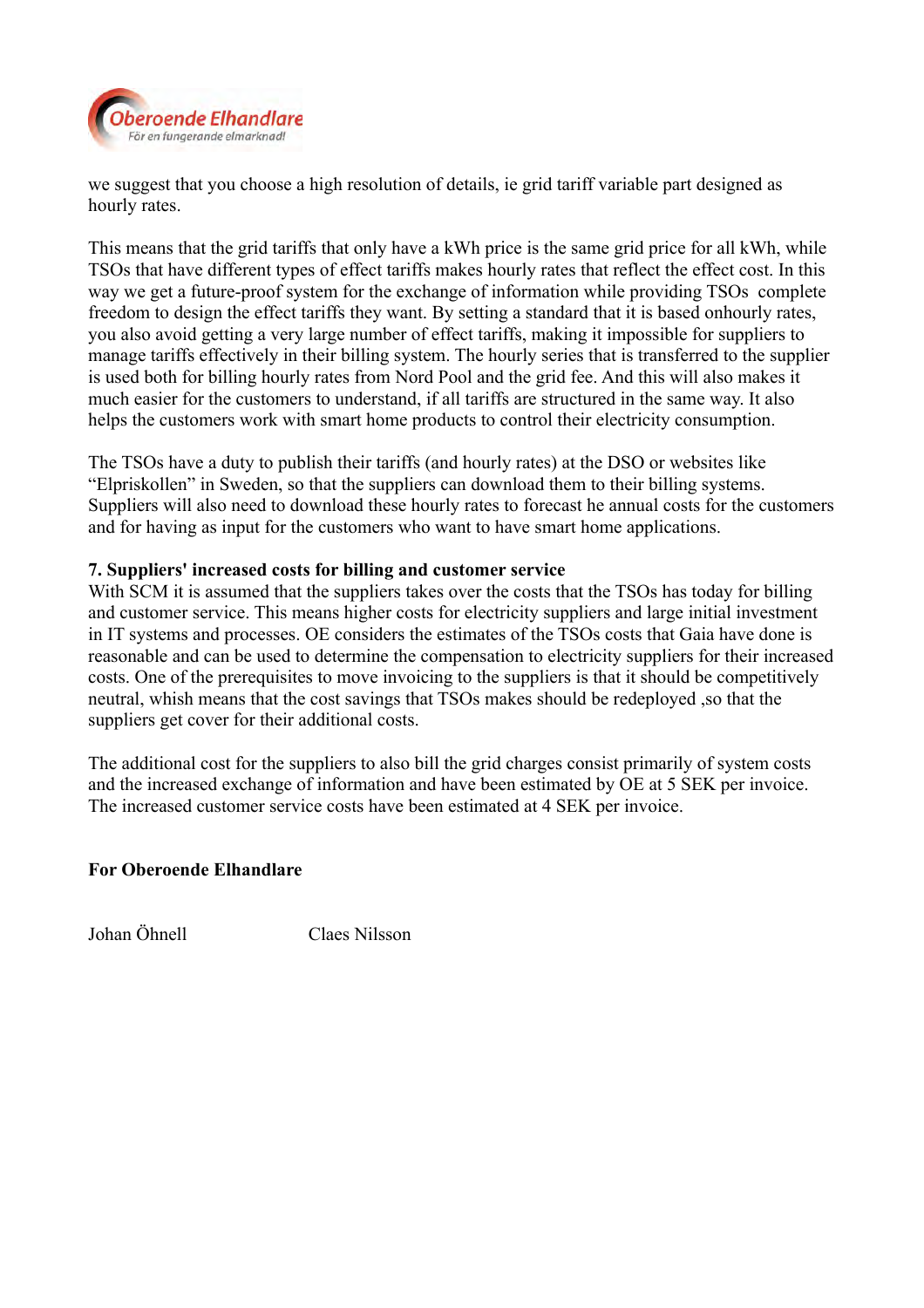we suggest that you choose a high resolution of details, ie grid tariff variable part designed as hourly rates.

This means that the grid tariffs that only have a kWh price is the same grid price for all kWh, while TSOs that have different types of effect tariffs makes hourly rates that reflect the effect cost. In this way we get a future-proof system for the exchange of information while providing TSOs complete freedom to design the effect tariffs they want. By setting a standard that it is based onhourly rates, you also avoid getting a very large number of effect tariffs, making it impossible for suppliers to manage tariffs effectively in their billing system. The hourly series that is transferred to the supplier is used both for billing hourly rates from Nord Pool and the grid fee. And this will also makes it much easier for the customers to understand, if all tariffs are structured in the same way. It also helps the customers work with smart home products to control their electricity consumption.

The TSOs have a duty to publish their tariffs (and hourly rates) at the DSO or websites like “Elpriskollen” in Sweden, so that the suppliers can download them to their billing systems. Suppliers will also need to download these hourly rates to forecast he annual costs for the customers and for having as input for the customers who want to have smart home applications.

**7. Suppliers' increased costs for billing and customer service**

With SCM it is assumed that the suppliers takes over the costs that the TSOs has today for billing and customer service. This means higher costs for electricity suppliers and large initial investment in IT systems and processes. OE considers the estimates of the TSOs costs that Gaia have done is reasonable and can be used to determine the compensation to electricity suppliers for their increased costs. One of the prerequisites to move invoicing to the suppliers is that it should be competitively neutral, whish means that the cost savings that TSOs makes should be redeployed ,so that the suppliers get cover for their additional costs.

The additional cost for the suppliers to also bill the grid charges consist primarily of system costs and the increased exchange of information and have been estimated by OE at 5 SEK per invoice. The increased customer service costs have been estimated at 4 SEK per invoice.

**For Oberoende Elhandlare**

Johan Öhnell Claes Nilsson